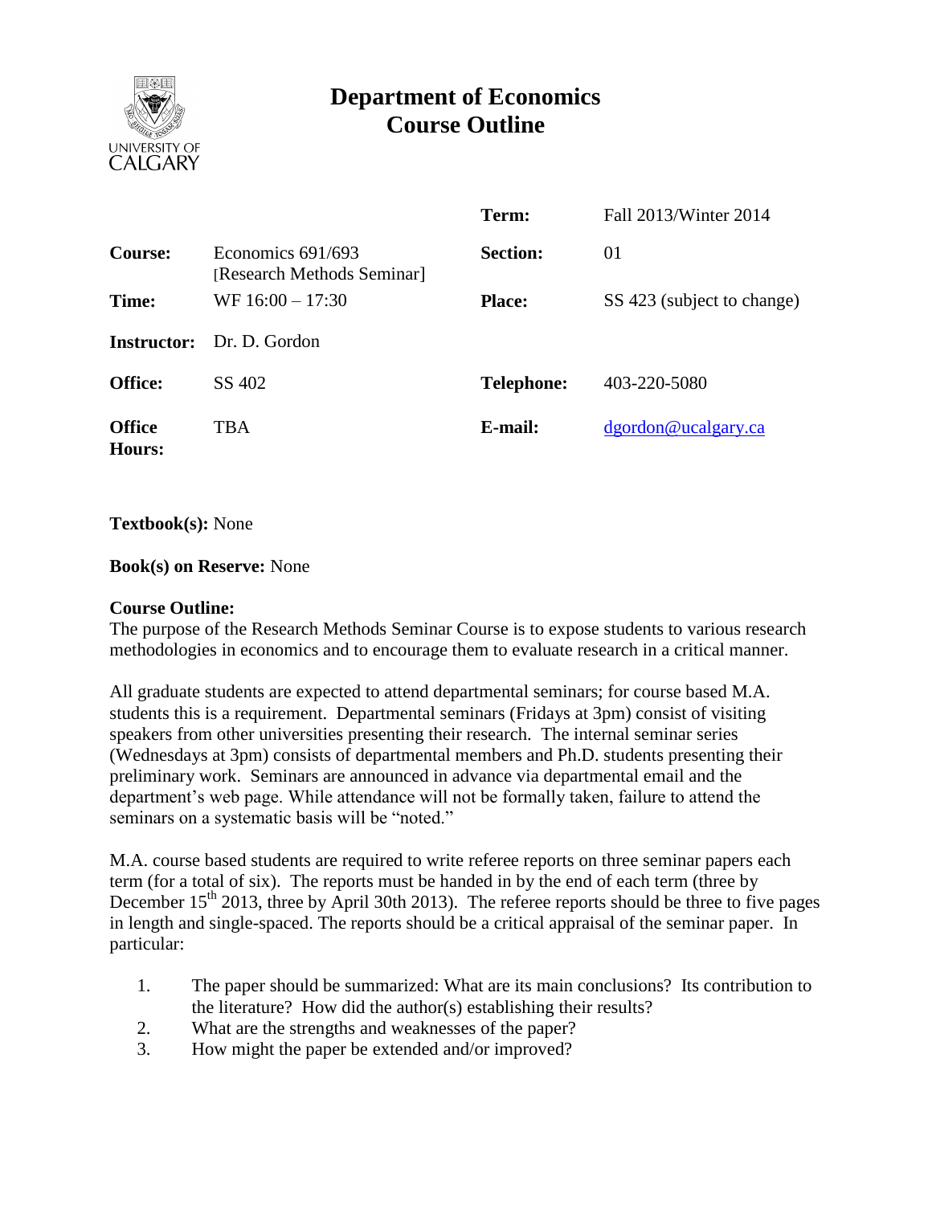# Department of Economics
# Course Outline

| | | | |
|---|---|---|---|
| | | **Term:** | Fall 2013/Winter 2014 |
| **Course:** | Economics 691/693 [Research Methods Seminar] | **Section:** | 01 |
| **Time:** | WF 16:00 – 17:30 | **Place:** | SS 423 (subject to change) |
| **Instructor:** | Dr. D. Gordon | | |
| **Office:** | SS 402 | **Telephone:** | 403-220-5080 |
| **Office Hours:** | TBA | **E-mail:** | dgordon@ucalgary.ca |

**Textbook(s):** None

**Book(s) on Reserve:** None

**Course Outline:**
The purpose of the Research Methods Seminar Course is to expose students to various research methodologies in economics and to encourage them to evaluate research in a critical manner.

All graduate students are expected to attend departmental seminars; for course based M.A. students this is a requirement. Departmental seminars (Fridays at 3pm) consist of visiting speakers from other universities presenting their research. The internal seminar series (Wednesdays at 3pm) consists of departmental members and Ph.D. students presenting their preliminary work. Seminars are announced in advance via departmental email and the department's web page. While attendance will not be formally taken, failure to attend the seminars on a systematic basis will be "noted."

M.A. course based students are required to write referee reports on three seminar papers each term (for a total of six). The reports must be handed in by the end of each term (three by December 15th 2013, three by April 30th 2013). The referee reports should be three to five pages in length and single-spaced. The reports should be a critical appraisal of the seminar paper. In particular:

1. The paper should be summarized: What are its main conclusions? Its contribution to the literature? How did the author(s) establishing their results?
2. What are the strengths and weaknesses of the paper?
3. How might the paper be extended and/or improved?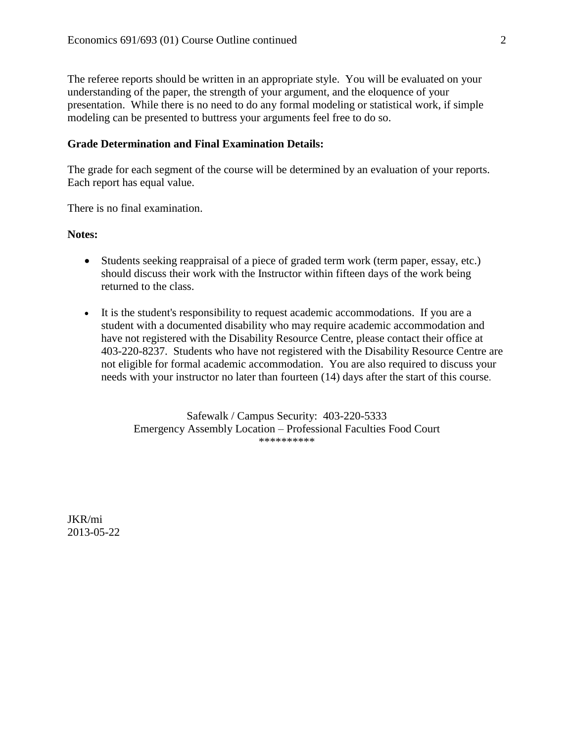The referee reports should be written in an appropriate style. You will be evaluated on your understanding of the paper, the strength of your argument, and the eloquence of your presentation. While there is no need to do any formal modeling or statistical work, if simple modeling can be presented to buttress your arguments feel free to do so.

**Grade Determination and Final Examination Details:**

The grade for each segment of the course will be determined by an evaluation of your reports. Each report has equal value.

There is no final examination.

**Notes:**

- Students seeking reappraisal of a piece of graded term work (term paper, essay, etc.) should discuss their work with the Instructor within fifteen days of the work being returned to the class.

- It is the student's responsibility to request academic accommodations. If you are a student with a documented disability who may require academic accommodation and have not registered with the Disability Resource Centre, please contact their office at 403-220-8237. Students who have not registered with the Disability Resource Centre are not eligible for formal academic accommodation. You are also required to discuss your needs with your instructor no later than fourteen (14) days after the start of this course.

Safewalk / Campus Security: 403-220-5333
Emergency Assembly Location – Professional Faculties Food Court
**********

JKR/mi
2013-05-22